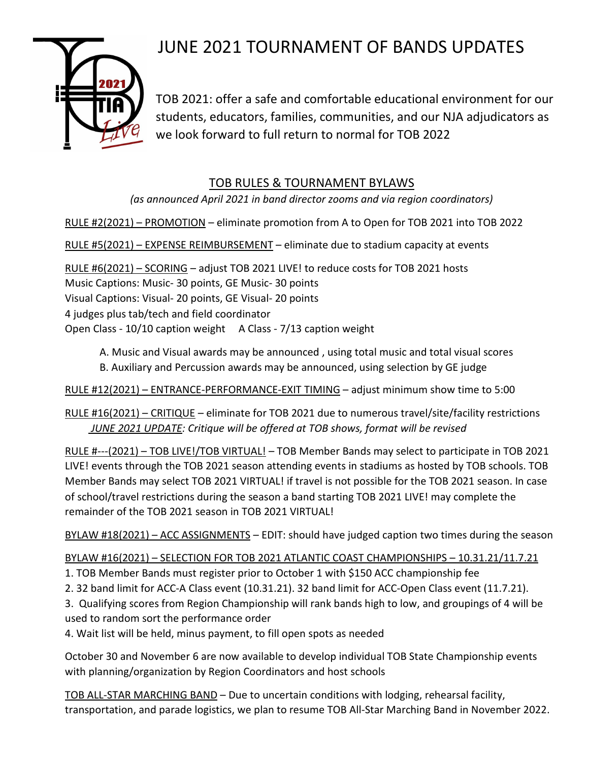# JUNE 2021 TOURNAMENT OF BANDS UPDATES

TOB 2021: offer a safe and comfortable educational environment for our students, educators, families, communities, and our NJA adjudicators as we look forward to full return to normal for TOB 2022

## TOB RULES & TOURNAMENT BYLAWS

*(as announced April 2021 in band director zooms and via region coordinators)*

RULE #2(2021) – PROMOTION – eliminate promotion from A to Open for TOB 2021 into TOB 2022

RULE #5(2021) – EXPENSE REIMBURSEMENT – eliminate due to stadium capacity at events

RULE #6(2021) – SCORING – adjust TOB 2021 LIVE! to reduce costs for TOB 2021 hosts
Music Captions: Music- 30 points, GE Music- 30 points
Visual Captions: Visual- 20 points, GE Visual- 20 points
4 judges plus tab/tech and field coordinator
Open Class - 10/10 caption weight    A Class - 7/13 caption weight

A. Music and Visual awards may be announced , using total music and total visual scores
B. Auxiliary and Percussion awards may be announced, using selection by GE judge

RULE #12(2021) – ENTRANCE-PERFORMANCE-EXIT TIMING – adjust minimum show time to 5:00

RULE #16(2021) – CRITIQUE – eliminate for TOB 2021 due to numerous travel/site/facility restrictions
*JUNE 2021 UPDATE: Critique will be offered at TOB shows, format will be revised*

RULE #---(2021) – TOB LIVE!/TOB VIRTUAL! – TOB Member Bands may select to participate in TOB 2021 LIVE! events through the TOB 2021 season attending events in stadiums as hosted by TOB schools. TOB Member Bands may select TOB 2021 VIRTUAL! if travel is not possible for the TOB 2021 season. In case of school/travel restrictions during the season a band starting TOB 2021 LIVE! may complete the remainder of the TOB 2021 season in TOB 2021 VIRTUAL!

BYLAW #18(2021) – ACC ASSIGNMENTS – EDIT: should have judged caption two times during the season

BYLAW #16(2021) – SELECTION FOR TOB 2021 ATLANTIC COAST CHAMPIONSHIPS – 10.31.21/11.7.21

1. TOB Member Bands must register prior to October 1 with $150 ACC championship fee
2. 32 band limit for ACC-A Class event (10.31.21). 32 band limit for ACC-Open Class event (11.7.21).
3. Qualifying scores from Region Championship will rank bands high to low, and groupings of 4 will be used to random sort the performance order
4. Wait list will be held, minus payment, to fill open spots as needed

October 30 and November 6 are now available to develop individual TOB State Championship events with planning/organization by Region Coordinators and host schools

TOB ALL-STAR MARCHING BAND – Due to uncertain conditions with lodging, rehearsal facility, transportation, and parade logistics, we plan to resume TOB All-Star Marching Band in November 2022.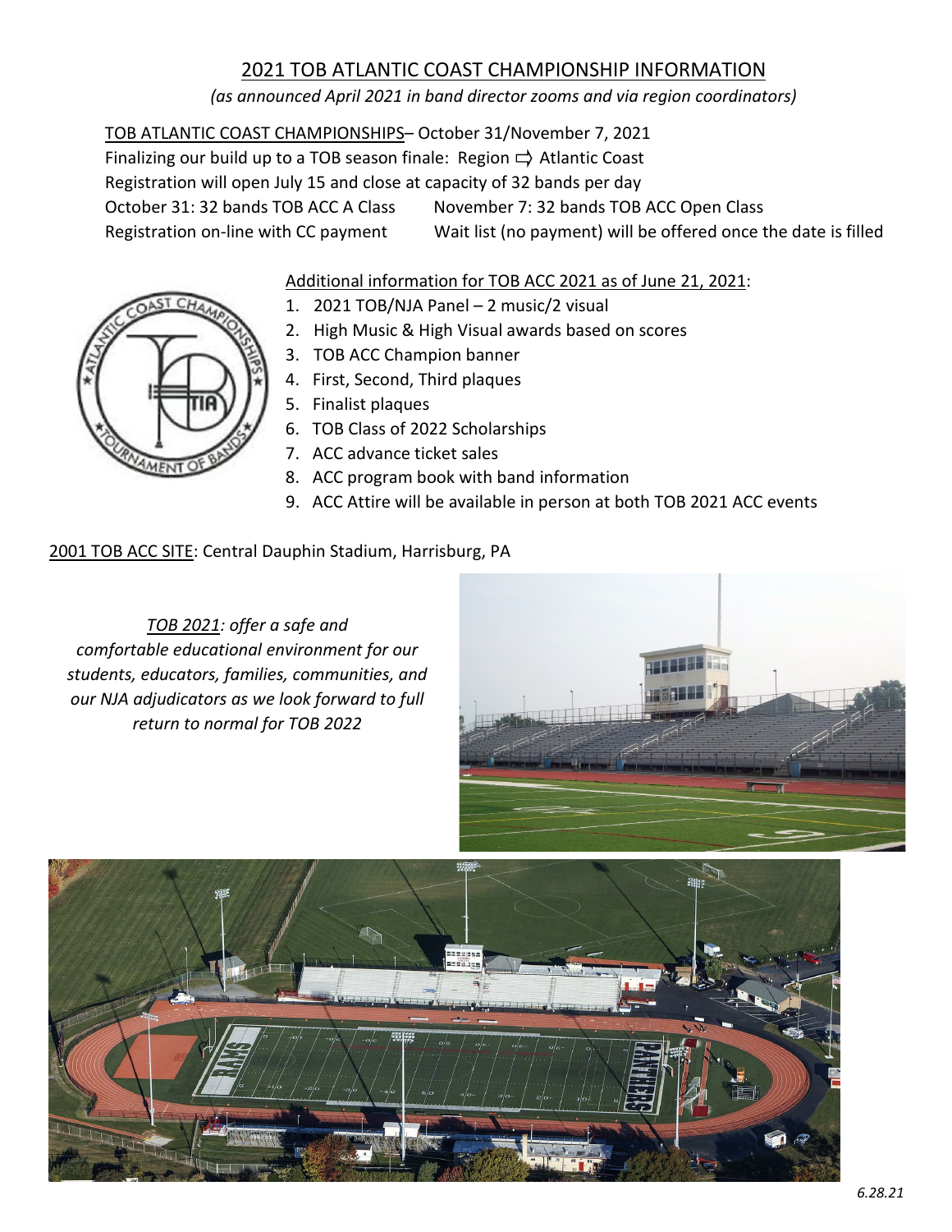# 2021 TOB ATLANTIC COAST CHAMPIONSHIP INFORMATION

*(as announced April 2021 in band director zooms and via region coordinators)*

TOB ATLANTIC COAST CHAMPIONSHIPS– October 31/November 7, 2021

Finalizing our build up to a TOB season finale: Region ⇨ Atlantic Coast

Registration will open July 15 and close at capacity of 32 bands per day

October 31: 32 bands TOB ACC A Class      November 7: 32 bands TOB ACC Open Class

Registration on-line with CC payment      Wait list (no payment) will be offered once the date is filled

Additional information for TOB ACC 2021 as of June 21, 2021:

1. 2021 TOB/NJA Panel – 2 music/2 visual
2. High Music & High Visual awards based on scores
3. TOB ACC Champion banner
4. First, Second, Third plaques
5. Finalist plaques
6. TOB Class of 2022 Scholarships
7. ACC advance ticket sales
8. ACC program book with band information
9. ACC Attire will be available in person at both TOB 2021 ACC events

2001 TOB ACC SITE: Central Dauphin Stadium, Harrisburg, PA

*TOB 2021: offer a safe and comfortable educational environment for our students, educators, families, communities, and our NJA adjudicators as we look forward to full return to normal for TOB 2022*

*6.28.21*